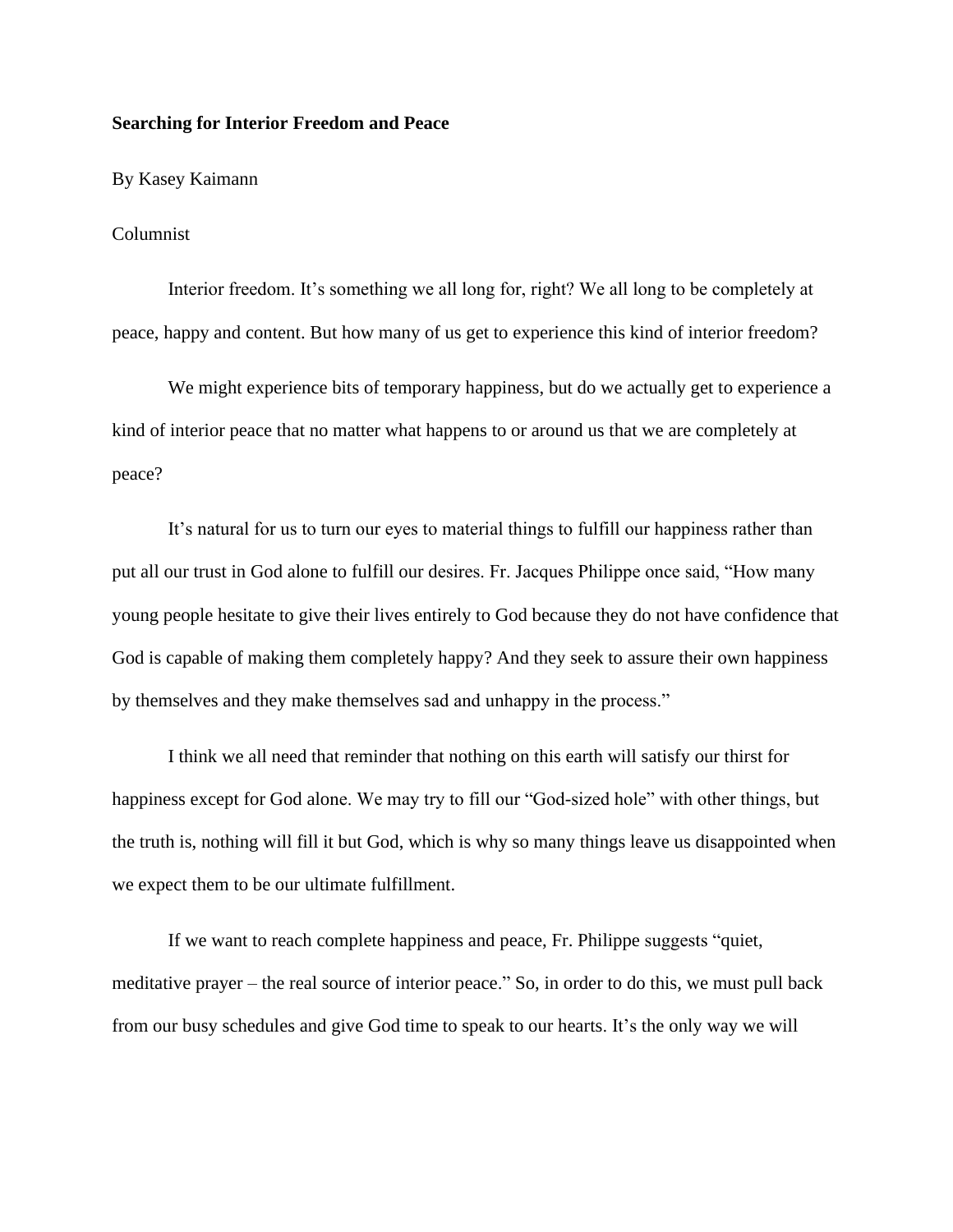**Searching for Interior Freedom and Peace**

By Kasey Kaimann

Columnist

Interior freedom. It's something we all long for, right? We all long to be completely at peace, happy and content. But how many of us get to experience this kind of interior freedom?

We might experience bits of temporary happiness, but do we actually get to experience a kind of interior peace that no matter what happens to or around us that we are completely at peace?

It's natural for us to turn our eyes to material things to fulfill our happiness rather than put all our trust in God alone to fulfill our desires. Fr. Jacques Philippe once said, "How many young people hesitate to give their lives entirely to God because they do not have confidence that God is capable of making them completely happy? And they seek to assure their own happiness by themselves and they make themselves sad and unhappy in the process."

I think we all need that reminder that nothing on this earth will satisfy our thirst for happiness except for God alone. We may try to fill our "God-sized hole" with other things, but the truth is, nothing will fill it but God, which is why so many things leave us disappointed when we expect them to be our ultimate fulfillment.

If we want to reach complete happiness and peace, Fr. Philippe suggests "quiet, meditative prayer – the real source of interior peace." So, in order to do this, we must pull back from our busy schedules and give God time to speak to our hearts. It's the only way we will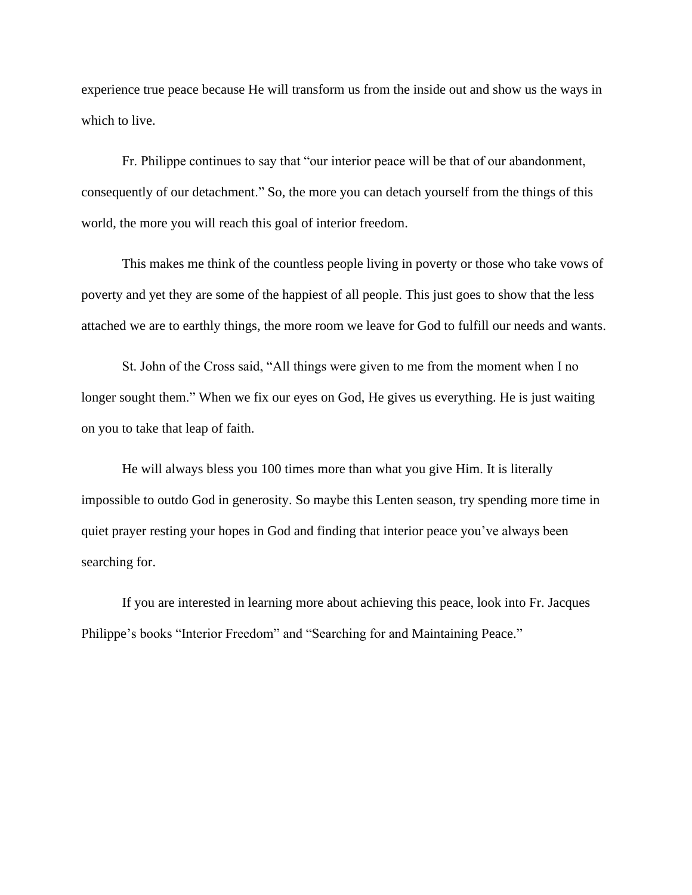experience true peace because He will transform us from the inside out and show us the ways in which to live.

Fr. Philippe continues to say that "our interior peace will be that of our abandonment, consequently of our detachment." So, the more you can detach yourself from the things of this world, the more you will reach this goal of interior freedom.

This makes me think of the countless people living in poverty or those who take vows of poverty and yet they are some of the happiest of all people. This just goes to show that the less attached we are to earthly things, the more room we leave for God to fulfill our needs and wants.

St. John of the Cross said, "All things were given to me from the moment when I no longer sought them." When we fix our eyes on God, He gives us everything. He is just waiting on you to take that leap of faith.

He will always bless you 100 times more than what you give Him. It is literally impossible to outdo God in generosity. So maybe this Lenten season, try spending more time in quiet prayer resting your hopes in God and finding that interior peace you've always been searching for.

If you are interested in learning more about achieving this peace, look into Fr. Jacques Philippe's books "Interior Freedom" and "Searching for and Maintaining Peace."